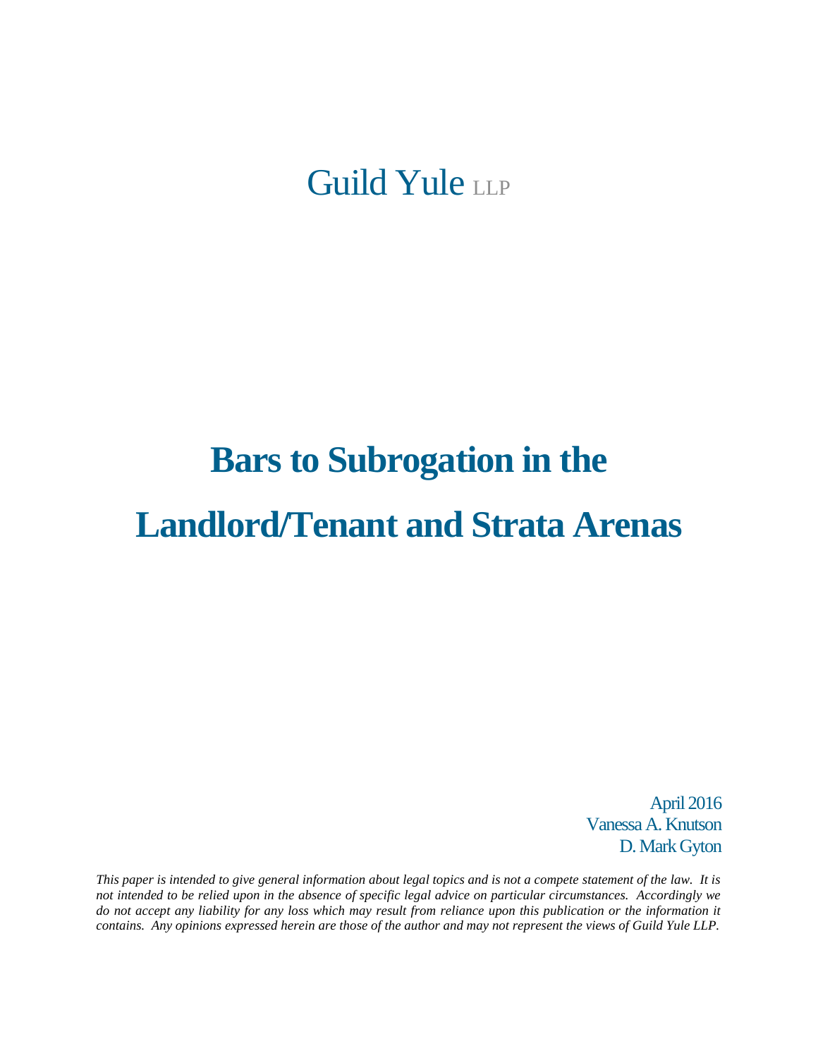Guild Yule LLP

# Bars to Subrogation in the Landlord/Tenant and Strata Arenas

April 2016
Vanessa A. Knutson
D. Mark Gyton

*This paper is intended to give general information about legal topics and is not a compete statement of the law. It is not intended to be relied upon in the absence of specific legal advice on particular circumstances. Accordingly we do not accept any liability for any loss which may result from reliance upon this publication or the information it contains. Any opinions expressed herein are those of the author and may not represent the views of Guild Yule LLP.*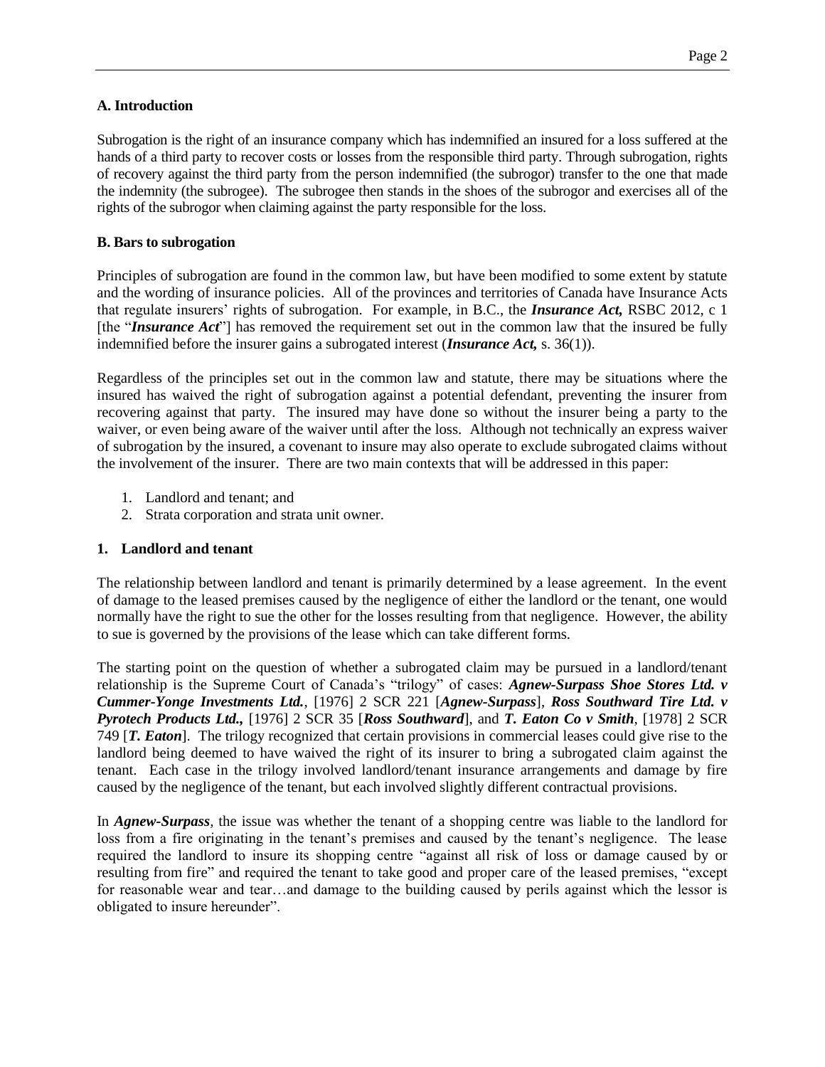## A. Introduction

Subrogation is the right of an insurance company which has indemnified an insured for a loss suffered at the hands of a third party to recover costs or losses from the responsible third party. Through subrogation, rights of recovery against the third party from the person indemnified (the subrogor) transfer to the one that made the indemnity (the subrogee). The subrogee then stands in the shoes of the subrogor and exercises all of the rights of the subrogor when claiming against the party responsible for the loss.

## B. Bars to subrogation

Principles of subrogation are found in the common law, but have been modified to some extent by statute and the wording of insurance policies. All of the provinces and territories of Canada have Insurance Acts that regulate insurers' rights of subrogation. For example, in B.C., the ***Insurance Act,*** RSBC 2012, c 1 [the "***Insurance Act***"] has removed the requirement set out in the common law that the insured be fully indemnified before the insurer gains a subrogated interest (***Insurance Act,*** s. 36(1)).

Regardless of the principles set out in the common law and statute, there may be situations where the insured has waived the right of subrogation against a potential defendant, preventing the insurer from recovering against that party. The insured may have done so without the insurer being a party to the waiver, or even being aware of the waiver until after the loss. Although not technically an express waiver of subrogation by the insured, a covenant to insure may also operate to exclude subrogated claims without the involvement of the insurer. There are two main contexts that will be addressed in this paper:

1. Landlord and tenant; and
2. Strata corporation and strata unit owner.

### 1. Landlord and tenant

The relationship between landlord and tenant is primarily determined by a lease agreement. In the event of damage to the leased premises caused by the negligence of either the landlord or the tenant, one would normally have the right to sue the other for the losses resulting from that negligence. However, the ability to sue is governed by the provisions of the lease which can take different forms.

The starting point on the question of whether a subrogated claim may be pursued in a landlord/tenant relationship is the Supreme Court of Canada's "trilogy" of cases: ***Agnew-Surpass Shoe Stores Ltd. v Cummer-Yonge Investments Ltd.***, [1976] 2 SCR 221 [***Agnew-Surpass***], ***Ross Southward Tire Ltd. v Pyrotech Products Ltd.,*** [1976] 2 SCR 35 [***Ross Southward***], and ***T. Eaton Co v Smith***, [1978] 2 SCR 749 [***T. Eaton***]. The trilogy recognized that certain provisions in commercial leases could give rise to the landlord being deemed to have waived the right of its insurer to bring a subrogated claim against the tenant. Each case in the trilogy involved landlord/tenant insurance arrangements and damage by fire caused by the negligence of the tenant, but each involved slightly different contractual provisions.

In ***Agnew-Surpass***, the issue was whether the tenant of a shopping centre was liable to the landlord for loss from a fire originating in the tenant's premises and caused by the tenant's negligence. The lease required the landlord to insure its shopping centre "against all risk of loss or damage caused by or resulting from fire" and required the tenant to take good and proper care of the leased premises, "except for reasonable wear and tear…and damage to the building caused by perils against which the lessor is obligated to insure hereunder".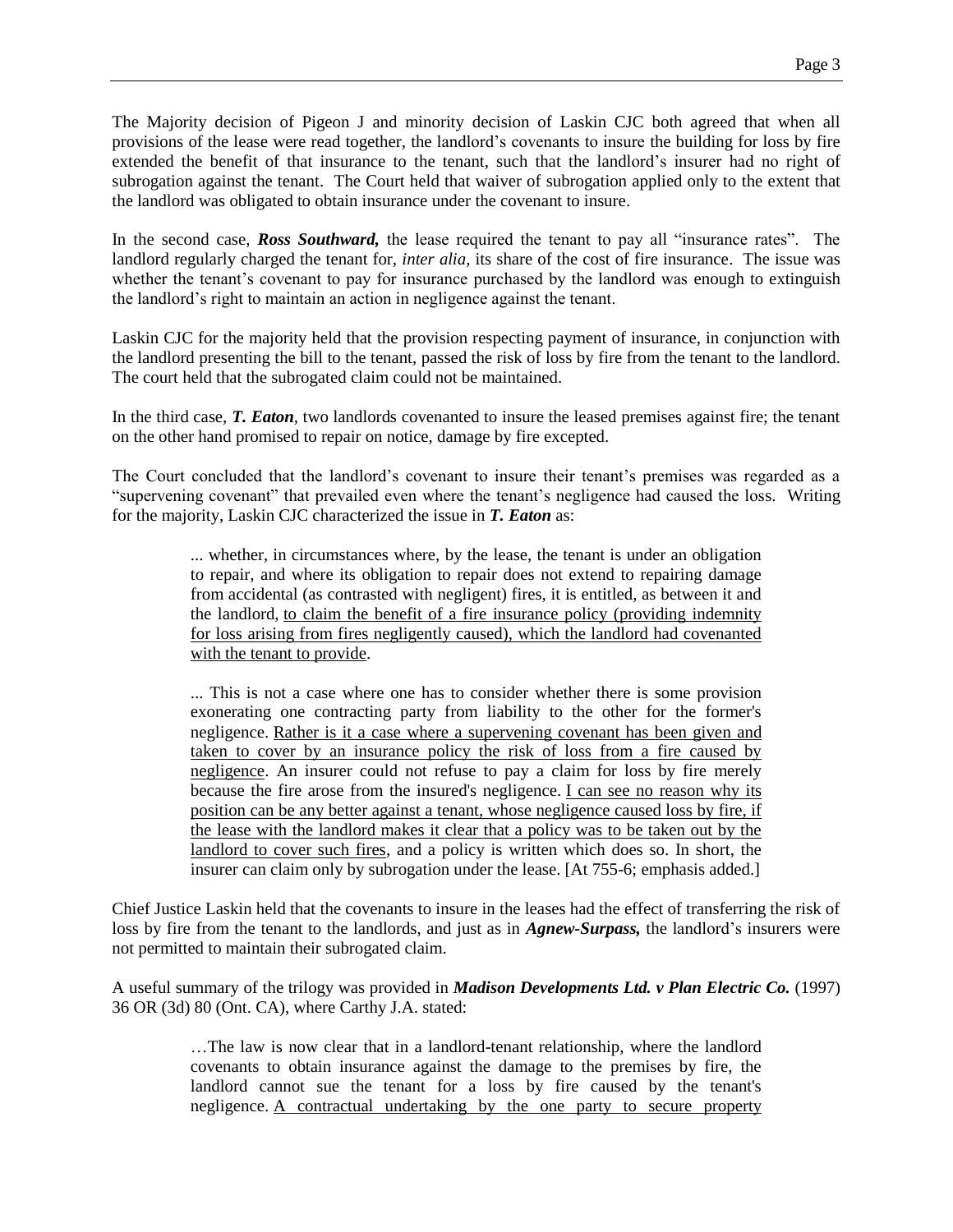The Majority decision of Pigeon J and minority decision of Laskin CJC both agreed that when all provisions of the lease were read together, the landlord's covenants to insure the building for loss by fire extended the benefit of that insurance to the tenant, such that the landlord's insurer had no right of subrogation against the tenant. The Court held that waiver of subrogation applied only to the extent that the landlord was obligated to obtain insurance under the covenant to insure.

In the second case, ***Ross Southward,*** the lease required the tenant to pay all "insurance rates". The landlord regularly charged the tenant for, *inter alia*, its share of the cost of fire insurance. The issue was whether the tenant's covenant to pay for insurance purchased by the landlord was enough to extinguish the landlord's right to maintain an action in negligence against the tenant.

Laskin CJC for the majority held that the provision respecting payment of insurance, in conjunction with the landlord presenting the bill to the tenant, passed the risk of loss by fire from the tenant to the landlord. The court held that the subrogated claim could not be maintained.

In the third case, ***T. Eaton***, two landlords covenanted to insure the leased premises against fire; the tenant on the other hand promised to repair on notice, damage by fire excepted.

The Court concluded that the landlord's covenant to insure their tenant's premises was regarded as a "supervening covenant" that prevailed even where the tenant's negligence had caused the loss. Writing for the majority, Laskin CJC characterized the issue in ***T. Eaton*** as:

> ... whether, in circumstances where, by the lease, the tenant is under an obligation to repair, and where its obligation to repair does not extend to repairing damage from accidental (as contrasted with negligent) fires, it is entitled, as between it and the landlord, <u>to claim the benefit of a fire insurance policy (providing indemnity for loss arising from fires negligently caused), which the landlord had covenanted with the tenant to provide</u>.
>
> ... This is not a case where one has to consider whether there is some provision exonerating one contracting party from liability to the other for the former's negligence. <u>Rather is it a case where a supervening covenant has been given and taken to cover by an insurance policy the risk of loss from a fire caused by negligence</u>. An insurer could not refuse to pay a claim for loss by fire merely because the fire arose from the insured's negligence. <u>I can see no reason why its position can be any better against a tenant, whose negligence caused loss by fire, if the lease with the landlord makes it clear that a policy was to be taken out by the landlord to cover such fires</u>, and a policy is written which does so. In short, the insurer can claim only by subrogation under the lease. [At 755-6; emphasis added.]

Chief Justice Laskin held that the covenants to insure in the leases had the effect of transferring the risk of loss by fire from the tenant to the landlords, and just as in ***Agnew-Surpass,*** the landlord's insurers were not permitted to maintain their subrogated claim.

A useful summary of the trilogy was provided in ***Madison Developments Ltd. v Plan Electric Co.*** (1997) 36 OR (3d) 80 (Ont. CA), where Carthy J.A. stated:

> …The law is now clear that in a landlord-tenant relationship, where the landlord covenants to obtain insurance against the damage to the premises by fire, the landlord cannot sue the tenant for a loss by fire caused by the tenant's negligence. <u>A contractual undertaking by the one party to secure property</u>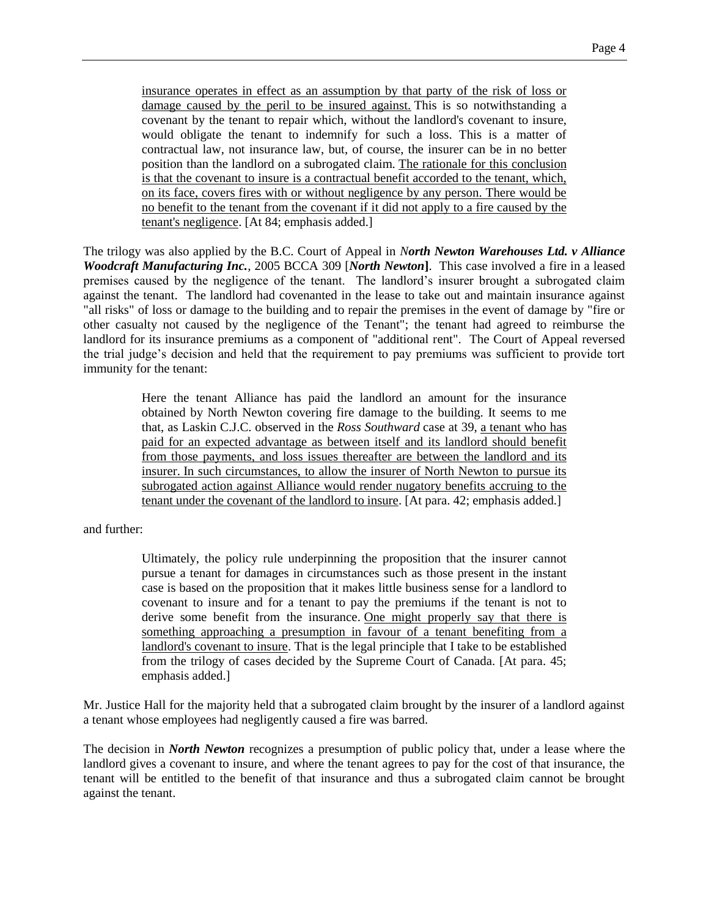> insurance operates in effect as an assumption by that party of the risk of loss or damage caused by the peril to be insured against. This is so notwithstanding a covenant by the tenant to repair which, without the landlord's covenant to insure, would obligate the tenant to indemnify for such a loss. This is a matter of contractual law, not insurance law, but, of course, the insurer can be in no better position than the landlord on a subrogated claim. The rationale for this conclusion is that the covenant to insure is a contractual benefit accorded to the tenant, which, on its face, covers fires with or without negligence by any person. There would be no benefit to the tenant from the covenant if it did not apply to a fire caused by the tenant's negligence. [At 84; emphasis added.]

The trilogy was also applied by the B.C. Court of Appeal in ***North Newton Warehouses Ltd. v Alliance Woodcraft Manufacturing Inc.***, 2005 BCCA 309 [***North Newton***]. This case involved a fire in a leased premises caused by the negligence of the tenant. The landlord's insurer brought a subrogated claim against the tenant. The landlord had covenanted in the lease to take out and maintain insurance against "all risks" of loss or damage to the building and to repair the premises in the event of damage by "fire or other casualty not caused by the negligence of the Tenant"; the tenant had agreed to reimburse the landlord for its insurance premiums as a component of "additional rent". The Court of Appeal reversed the trial judge's decision and held that the requirement to pay premiums was sufficient to provide tort immunity for the tenant:

> Here the tenant Alliance has paid the landlord an amount for the insurance obtained by North Newton covering fire damage to the building. It seems to me that, as Laskin C.J.C. observed in the *Ross Southward* case at 39, a tenant who has paid for an expected advantage as between itself and its landlord should benefit from those payments, and loss issues thereafter are between the landlord and its insurer. In such circumstances, to allow the insurer of North Newton to pursue its subrogated action against Alliance would render nugatory benefits accruing to the tenant under the covenant of the landlord to insure. [At para. 42; emphasis added.]

and further:

> Ultimately, the policy rule underpinning the proposition that the insurer cannot pursue a tenant for damages in circumstances such as those present in the instant case is based on the proposition that it makes little business sense for a landlord to covenant to insure and for a tenant to pay the premiums if the tenant is not to derive some benefit from the insurance. One might properly say that there is something approaching a presumption in favour of a tenant benefiting from a landlord's covenant to insure. That is the legal principle that I take to be established from the trilogy of cases decided by the Supreme Court of Canada. [At para. 45; emphasis added.]

Mr. Justice Hall for the majority held that a subrogated claim brought by the insurer of a landlord against a tenant whose employees had negligently caused a fire was barred.

The decision in ***North Newton*** recognizes a presumption of public policy that, under a lease where the landlord gives a covenant to insure, and where the tenant agrees to pay for the cost of that insurance, the tenant will be entitled to the benefit of that insurance and thus a subrogated claim cannot be brought against the tenant.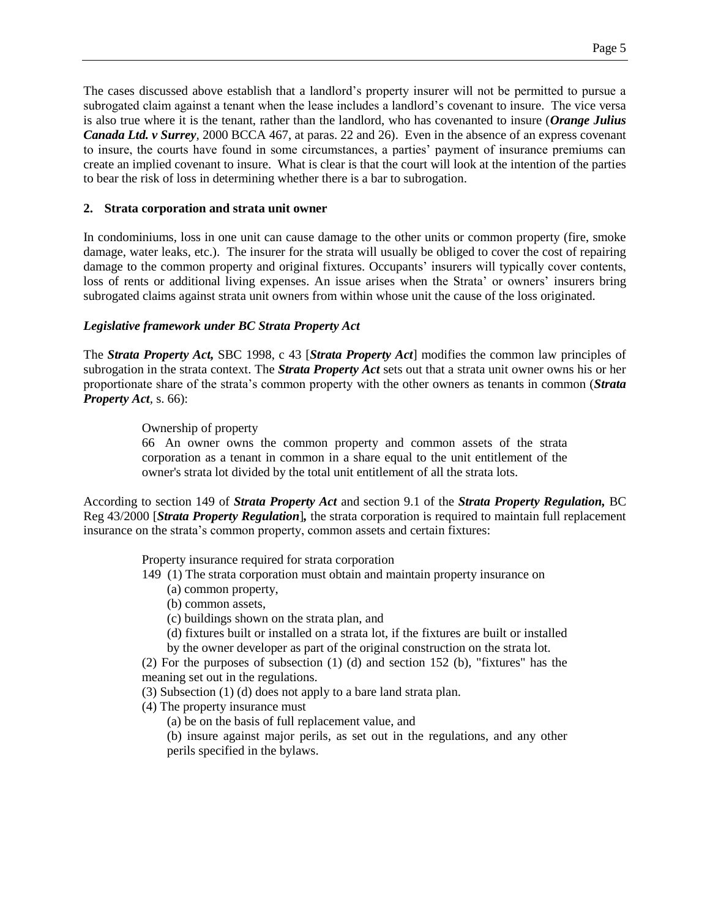The cases discussed above establish that a landlord's property insurer will not be permitted to pursue a subrogated claim against a tenant when the lease includes a landlord's covenant to insure. The vice versa is also true where it is the tenant, rather than the landlord, who has covenanted to insure (***Orange Julius Canada Ltd. v Surrey***, 2000 BCCA 467, at paras. 22 and 26). Even in the absence of an express covenant to insure, the courts have found in some circumstances, a parties' payment of insurance premiums can create an implied covenant to insure. What is clear is that the court will look at the intention of the parties to bear the risk of loss in determining whether there is a bar to subrogation.

**2. Strata corporation and strata unit owner**

In condominiums, loss in one unit can cause damage to the other units or common property (fire, smoke damage, water leaks, etc.). The insurer for the strata will usually be obliged to cover the cost of repairing damage to the common property and original fixtures. Occupants' insurers will typically cover contents, loss of rents or additional living expenses. An issue arises when the Strata' or owners' insurers bring subrogated claims against strata unit owners from within whose unit the cause of the loss originated.

***Legislative framework under BC Strata Property Act***

The ***Strata Property Act,*** SBC 1998, c 43 [***Strata Property Act***] modifies the common law principles of subrogation in the strata context. The ***Strata Property Act*** sets out that a strata unit owner owns his or her proportionate share of the strata's common property with the other owners as tenants in common (***Strata Property Act***, s. 66):

> Ownership of property
>
> 66 An owner owns the common property and common assets of the strata corporation as a tenant in common in a share equal to the unit entitlement of the owner's strata lot divided by the total unit entitlement of all the strata lots.

According to section 149 of ***Strata Property Act*** and section 9.1 of the ***Strata Property Regulation,*** BC Reg 43/2000 [***Strata Property Regulation***]**,** the strata corporation is required to maintain full replacement insurance on the strata's common property, common assets and certain fixtures:

> Property insurance required for strata corporation
>
> 149 (1) The strata corporation must obtain and maintain property insurance on
>
> (a) common property,
>
> (b) common assets,
>
> (c) buildings shown on the strata plan, and
>
> (d) fixtures built or installed on a strata lot, if the fixtures are built or installed by the owner developer as part of the original construction on the strata lot.
>
> (2) For the purposes of subsection (1) (d) and section 152 (b), "fixtures" has the meaning set out in the regulations.
>
> (3) Subsection (1) (d) does not apply to a bare land strata plan.
>
> (4) The property insurance must
>
> (a) be on the basis of full replacement value, and
>
> (b) insure against major perils, as set out in the regulations, and any other perils specified in the bylaws.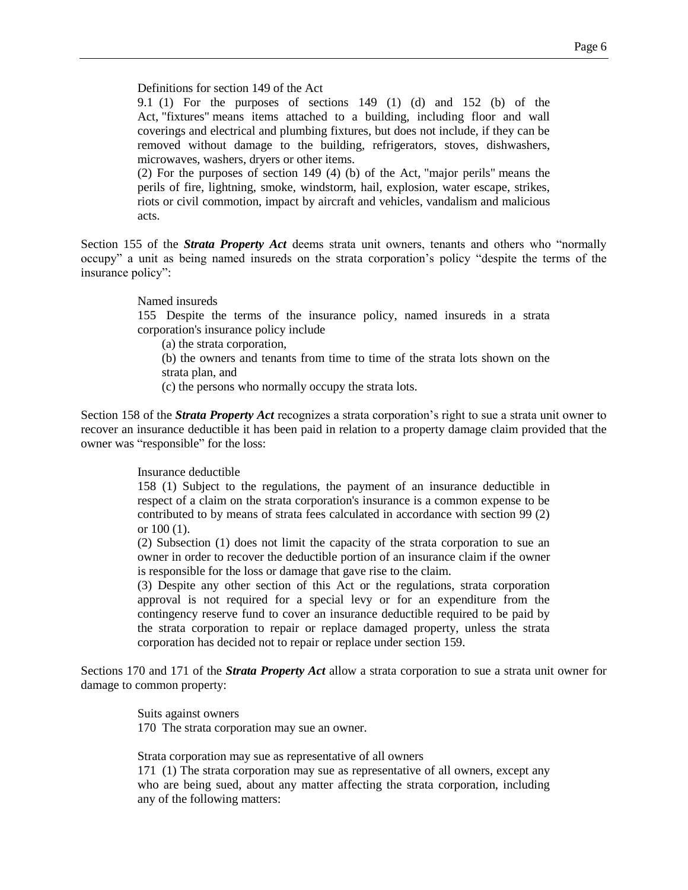> Definitions for section 149 of the Act
>
> 9.1 (1) For the purposes of sections 149 (1) (d) and 152 (b) of the Act, "fixtures" means items attached to a building, including floor and wall coverings and electrical and plumbing fixtures, but does not include, if they can be removed without damage to the building, refrigerators, stoves, dishwashers, microwaves, washers, dryers or other items.
>
> (2) For the purposes of section 149 (4) (b) of the Act, "major perils" means the perils of fire, lightning, smoke, windstorm, hail, explosion, water escape, strikes, riots or civil commotion, impact by aircraft and vehicles, vandalism and malicious acts.

Section 155 of the ***Strata Property Act*** deems strata unit owners, tenants and others who "normally occupy" a unit as being named insureds on the strata corporation's policy "despite the terms of the insurance policy":

> Named insureds
>
> 155 Despite the terms of the insurance policy, named insureds in a strata corporation's insurance policy include
>
> (a) the strata corporation,
>
> (b) the owners and tenants from time to time of the strata lots shown on the strata plan, and
>
> (c) the persons who normally occupy the strata lots.

Section 158 of the ***Strata Property Act*** recognizes a strata corporation's right to sue a strata unit owner to recover an insurance deductible it has been paid in relation to a property damage claim provided that the owner was "responsible" for the loss:

> Insurance deductible
>
> 158 (1) Subject to the regulations, the payment of an insurance deductible in respect of a claim on the strata corporation's insurance is a common expense to be contributed to by means of strata fees calculated in accordance with section 99 (2) or 100 (1).
>
> (2) Subsection (1) does not limit the capacity of the strata corporation to sue an owner in order to recover the deductible portion of an insurance claim if the owner is responsible for the loss or damage that gave rise to the claim.
>
> (3) Despite any other section of this Act or the regulations, strata corporation approval is not required for a special levy or for an expenditure from the contingency reserve fund to cover an insurance deductible required to be paid by the strata corporation to repair or replace damaged property, unless the strata corporation has decided not to repair or replace under section 159.

Sections 170 and 171 of the ***Strata Property Act*** allow a strata corporation to sue a strata unit owner for damage to common property:

> Suits against owners
>
> 170 The strata corporation may sue an owner.
>
> Strata corporation may sue as representative of all owners
>
> 171 (1) The strata corporation may sue as representative of all owners, except any who are being sued, about any matter affecting the strata corporation, including any of the following matters: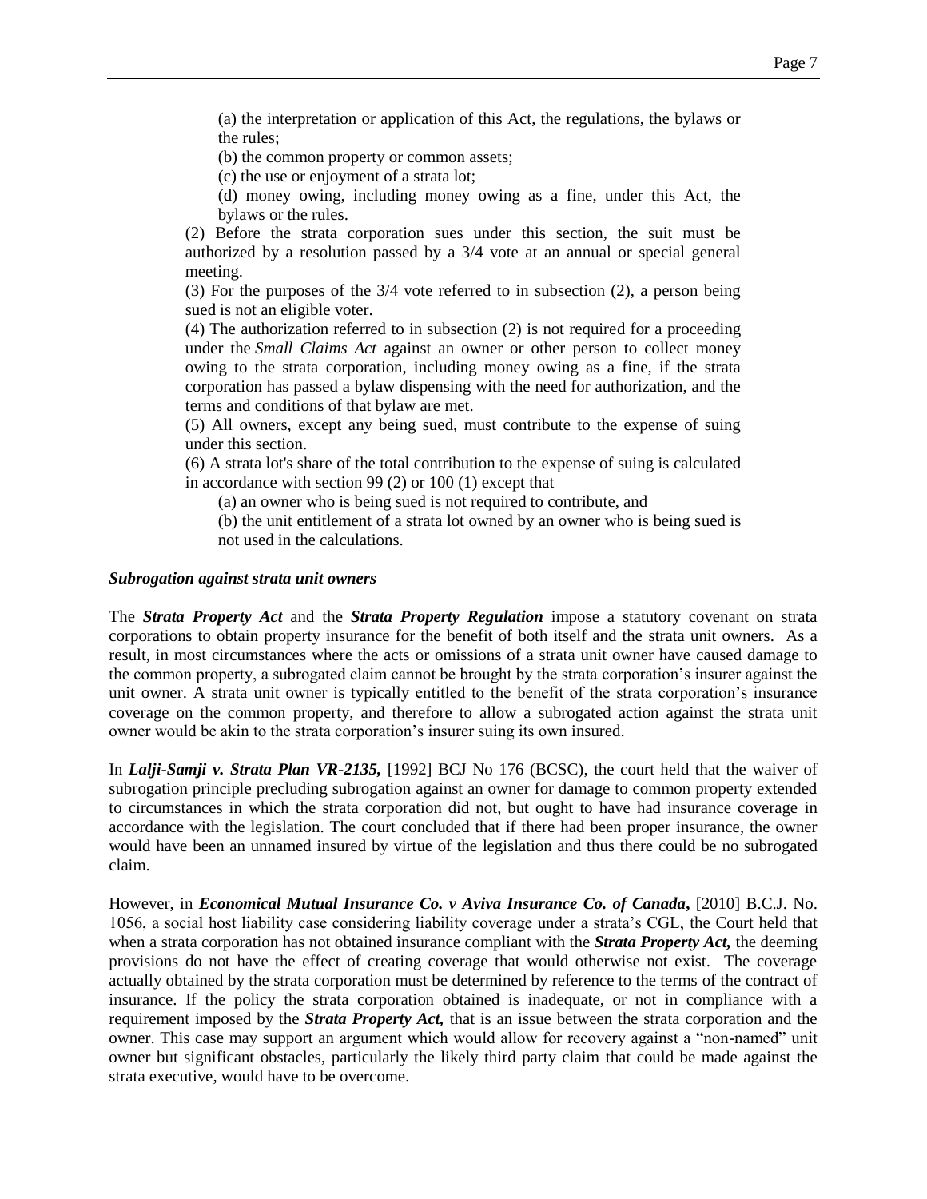(a) the interpretation or application of this Act, the regulations, the bylaws or the rules;

(b) the common property or common assets;

(c) the use or enjoyment of a strata lot;

(d) money owing, including money owing as a fine, under this Act, the bylaws or the rules.

(2) Before the strata corporation sues under this section, the suit must be authorized by a resolution passed by a 3/4 vote at an annual or special general meeting.

(3) For the purposes of the 3/4 vote referred to in subsection (2), a person being sued is not an eligible voter.

(4) The authorization referred to in subsection (2) is not required for a proceeding under the *Small Claims Act* against an owner or other person to collect money owing to the strata corporation, including money owing as a fine, if the strata corporation has passed a bylaw dispensing with the need for authorization, and the terms and conditions of that bylaw are met.

(5) All owners, except any being sued, must contribute to the expense of suing under this section.

(6) A strata lot's share of the total contribution to the expense of suing is calculated in accordance with section 99 (2) or 100 (1) except that

(a) an owner who is being sued is not required to contribute, and

(b) the unit entitlement of a strata lot owned by an owner who is being sued is not used in the calculations.

***Subrogation against strata unit owners***

The ***Strata Property Act*** and the ***Strata Property Regulation*** impose a statutory covenant on strata corporations to obtain property insurance for the benefit of both itself and the strata unit owners. As a result, in most circumstances where the acts or omissions of a strata unit owner have caused damage to the common property, a subrogated claim cannot be brought by the strata corporation's insurer against the unit owner. A strata unit owner is typically entitled to the benefit of the strata corporation's insurance coverage on the common property, and therefore to allow a subrogated action against the strata unit owner would be akin to the strata corporation's insurer suing its own insured.

In ***Lalji-Samji v. Strata Plan VR-2135,*** [1992] BCJ No 176 (BCSC), the court held that the waiver of subrogation principle precluding subrogation against an owner for damage to common property extended to circumstances in which the strata corporation did not, but ought to have had insurance coverage in accordance with the legislation. The court concluded that if there had been proper insurance, the owner would have been an unnamed insured by virtue of the legislation and thus there could be no subrogated claim.

However, in ***Economical Mutual Insurance Co. v Aviva Insurance Co. of Canada***, [2010] B.C.J. No. 1056, a social host liability case considering liability coverage under a strata's CGL, the Court held that when a strata corporation has not obtained insurance compliant with the ***Strata Property Act,*** the deeming provisions do not have the effect of creating coverage that would otherwise not exist. The coverage actually obtained by the strata corporation must be determined by reference to the terms of the contract of insurance. If the policy the strata corporation obtained is inadequate, or not in compliance with a requirement imposed by the ***Strata Property Act,*** that is an issue between the strata corporation and the owner. This case may support an argument which would allow for recovery against a "non-named" unit owner but significant obstacles, particularly the likely third party claim that could be made against the strata executive, would have to be overcome.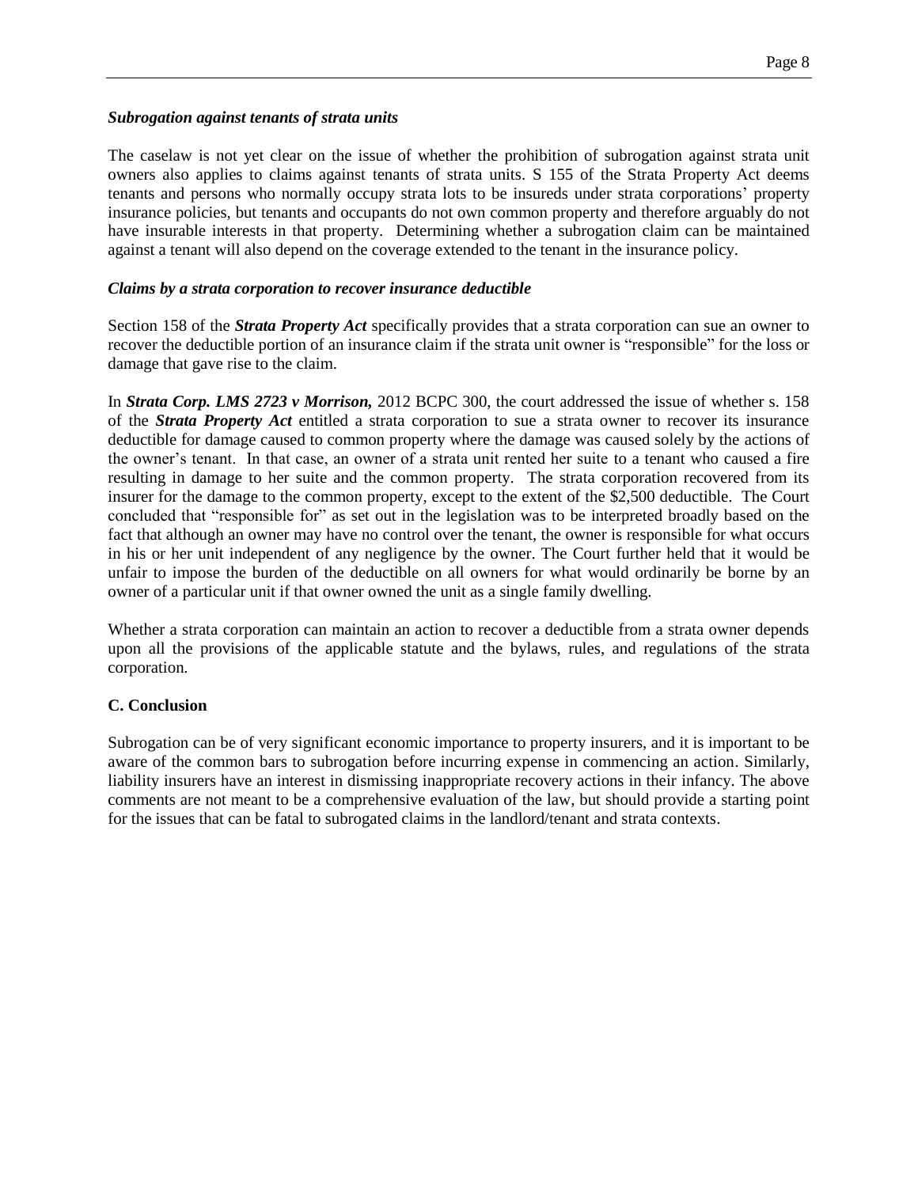### *Subrogation against tenants of strata units*

The caselaw is not yet clear on the issue of whether the prohibition of subrogation against strata unit owners also applies to claims against tenants of strata units. S 155 of the Strata Property Act deems tenants and persons who normally occupy strata lots to be insureds under strata corporations' property insurance policies, but tenants and occupants do not own common property and therefore arguably do not have insurable interests in that property. Determining whether a subrogation claim can be maintained against a tenant will also depend on the coverage extended to the tenant in the insurance policy.

### *Claims by a strata corporation to recover insurance deductible*

Section 158 of the ***Strata Property Act*** specifically provides that a strata corporation can sue an owner to recover the deductible portion of an insurance claim if the strata unit owner is "responsible" for the loss or damage that gave rise to the claim.

In ***Strata Corp. LMS 2723 v Morrison,*** 2012 BCPC 300, the court addressed the issue of whether s. 158 of the ***Strata Property Act*** entitled a strata corporation to sue a strata owner to recover its insurance deductible for damage caused to common property where the damage was caused solely by the actions of the owner's tenant. In that case, an owner of a strata unit rented her suite to a tenant who caused a fire resulting in damage to her suite and the common property. The strata corporation recovered from its insurer for the damage to the common property, except to the extent of the $2,500 deductible. The Court concluded that "responsible for" as set out in the legislation was to be interpreted broadly based on the fact that although an owner may have no control over the tenant, the owner is responsible for what occurs in his or her unit independent of any negligence by the owner. The Court further held that it would be unfair to impose the burden of the deductible on all owners for what would ordinarily be borne by an owner of a particular unit if that owner owned the unit as a single family dwelling.

Whether a strata corporation can maintain an action to recover a deductible from a strata owner depends upon all the provisions of the applicable statute and the bylaws, rules, and regulations of the strata corporation.

## C. Conclusion

Subrogation can be of very significant economic importance to property insurers, and it is important to be aware of the common bars to subrogation before incurring expense in commencing an action. Similarly, liability insurers have an interest in dismissing inappropriate recovery actions in their infancy. The above comments are not meant to be a comprehensive evaluation of the law, but should provide a starting point for the issues that can be fatal to subrogated claims in the landlord/tenant and strata contexts.